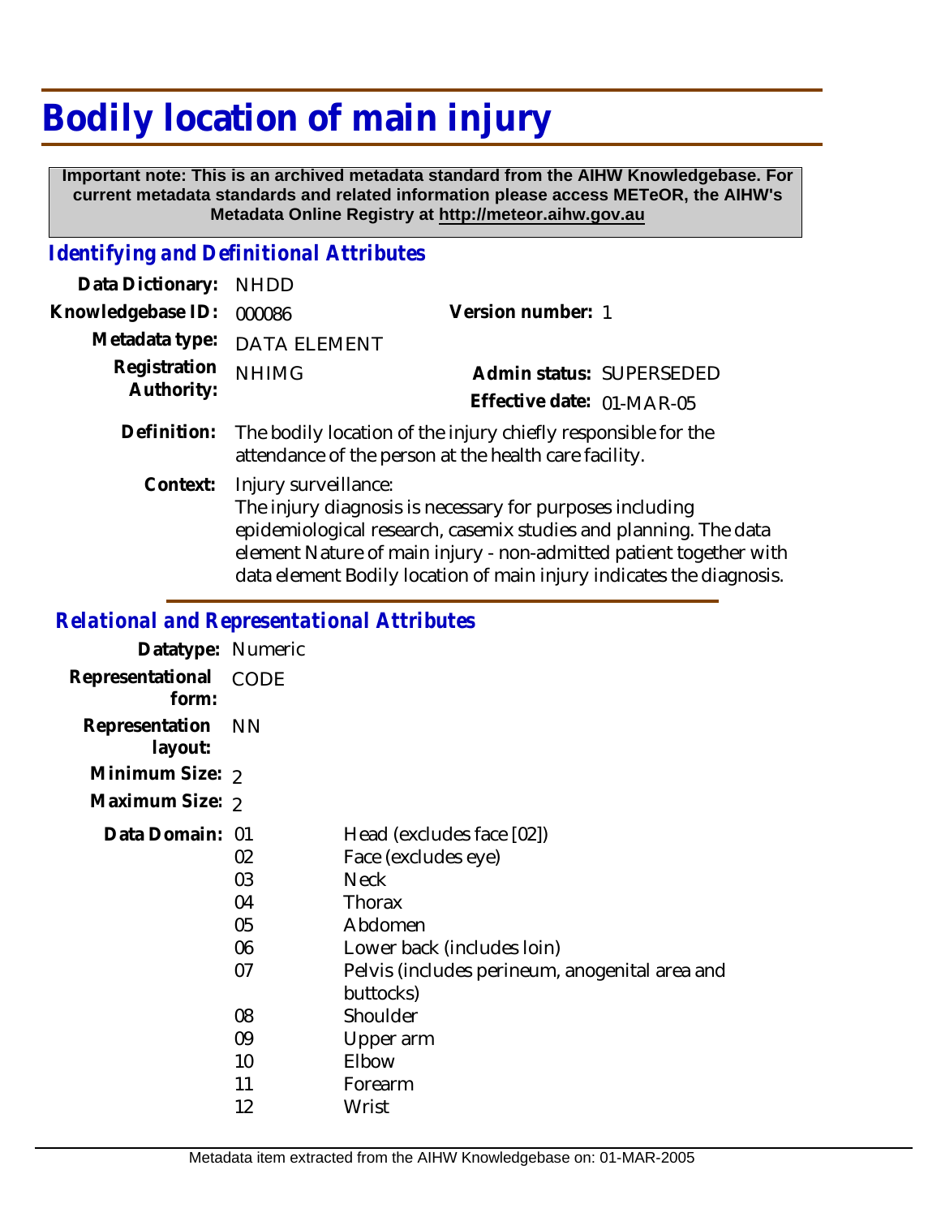# Bodily location of main injury

**Important note: This is an archived metadata standard from the AIHW Knowledgebase. For current metadata standards and related information please access METeOR, the AIHW's Metadata Online Registry at http://meteor.aihw.gov.au**

## *Identifying and Definitional Attributes*

**Data Dictionary:** NHDD

**Knowledgebase ID:** 000086

**Version number:** 1

**Metadata type:** DATA ELEMENT

**Registration Authority:** NHIMG

**Admin status:** SUPERSEDED

**Effective date:** 01-MAR-05

**Definition:** The bodily location of the injury chiefly responsible for the attendance of the person at the health care facility.

**Context:** Injury surveillance:
The injury diagnosis is necessary for purposes including epidemiological research, casemix studies and planning. The data element Nature of main injury - non-admitted patient together with data element Bodily location of main injury indicates the diagnosis.

## *Relational and Representational Attributes*

**Datatype:** Numeric

**Representational form:** CODE

**Representation layout:** NN

**Minimum Size:** 2

**Maximum Size:** 2

**Data Domain:**

| Code | Description |
|---|---|
| 01 | Head (excludes face [02]) |
| 02 | Face (excludes eye) |
| 03 | Neck |
| 04 | Thorax |
| 05 | Abdomen |
| 06 | Lower back (includes loin) |
| 07 | Pelvis (includes perineum, anogenital area and buttocks) |
| 08 | Shoulder |
| 09 | Upper arm |
| 10 | Elbow |
| 11 | Forearm |
| 12 | Wrist |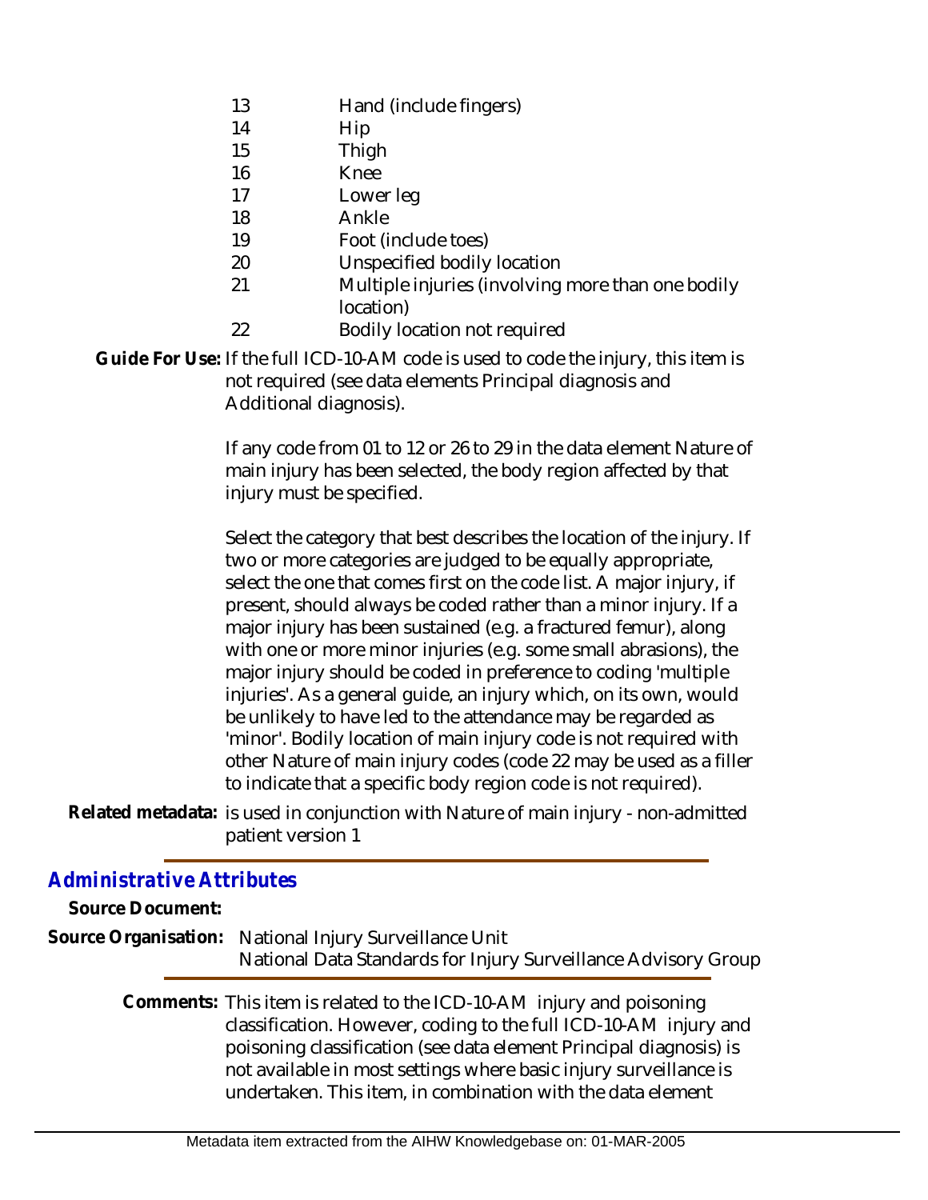| | |
|---|---|
| 13 | Hand (include fingers) |
| 14 | Hip |
| 15 | Thigh |
| 16 | Knee |
| 17 | Lower leg |
| 18 | Ankle |
| 19 | Foot (include toes) |
| 20 | Unspecified bodily location |
| 21 | Multiple injuries (involving more than one bodily location) |
| 22 | Bodily location not required |

**Guide For Use:** If the full ICD-10-AM code is used to code the injury, this item is not required (see data elements Principal diagnosis and Additional diagnosis).

If any code from 01 to 12 or 26 to 29 in the data element Nature of main injury has been selected, the body region affected by that injury must be specified.

Select the category that best describes the location of the injury. If two or more categories are judged to be equally appropriate, select the one that comes first on the code list. A major injury, if present, should always be coded rather than a minor injury. If a major injury has been sustained (e.g. a fractured femur), along with one or more minor injuries (e.g. some small abrasions), the major injury should be coded in preference to coding 'multiple injuries'. As a general guide, an injury which, on its own, would be unlikely to have led to the attendance may be regarded as 'minor'. Bodily location of main injury code is not required with other Nature of main injury codes (code 22 may be used as a filler to indicate that a specific body region code is not required).

**Related metadata:** is used in conjunction with Nature of main injury - non-admitted patient version 1

## *Administrative Attributes*

**Source Document:**

**Source Organisation:** National Injury Surveillance Unit
National Data Standards for Injury Surveillance Advisory Group

**Comments:** This item is related to the ICD-10-AM injury and poisoning classification. However, coding to the full ICD-10-AM injury and poisoning classification (see data element Principal diagnosis) is not available in most settings where basic injury surveillance is undertaken. This item, in combination with the data element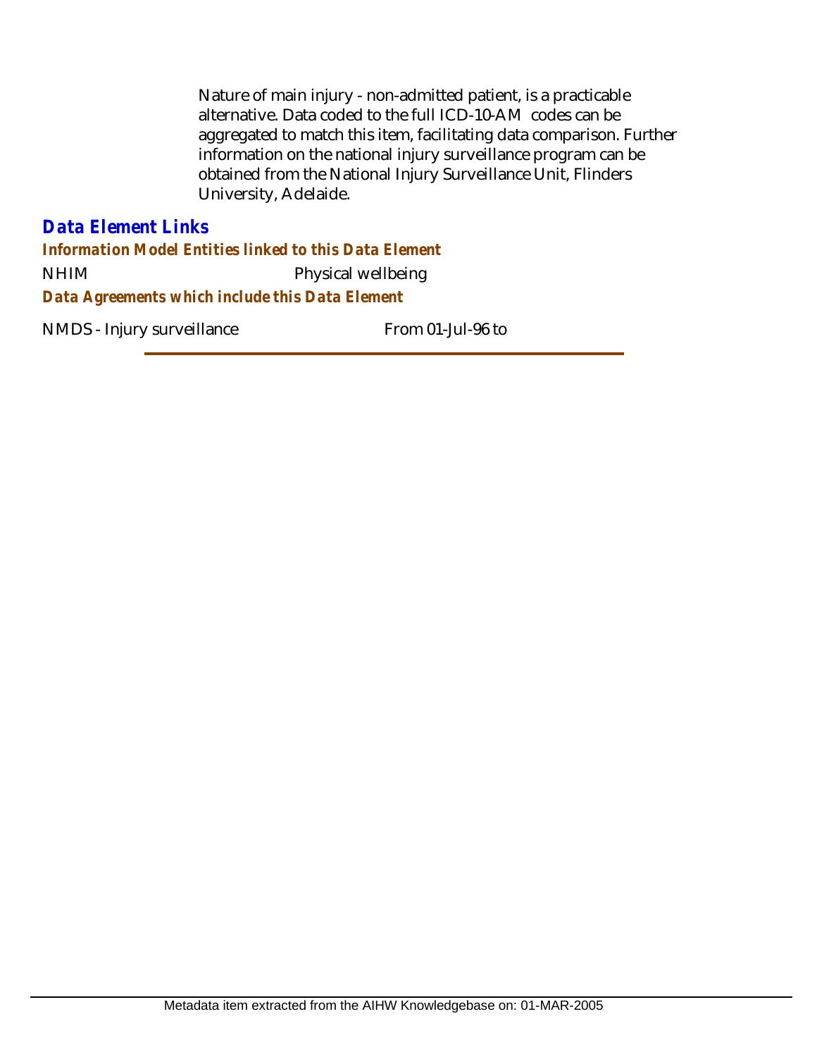Nature of main injury - non-admitted patient, is a practicable alternative. Data coded to the full ICD-10-AM codes can be aggregated to match this item, facilitating data comparison. Further information on the national injury surveillance program can be obtained from the National Injury Surveillance Unit, Flinders University, Adelaide.

## Data Element Links

### Information Model Entities linked to this Data Element

| | |
|---|---|
| NHIM | Physical wellbeing |

### Data Agreements which include this Data Element

| | |
|---|---|
| NMDS - Injury surveillance | From 01-Jul-96 to |

Metadata item extracted from the AIHW Knowledgebase on: 01-MAR-2005